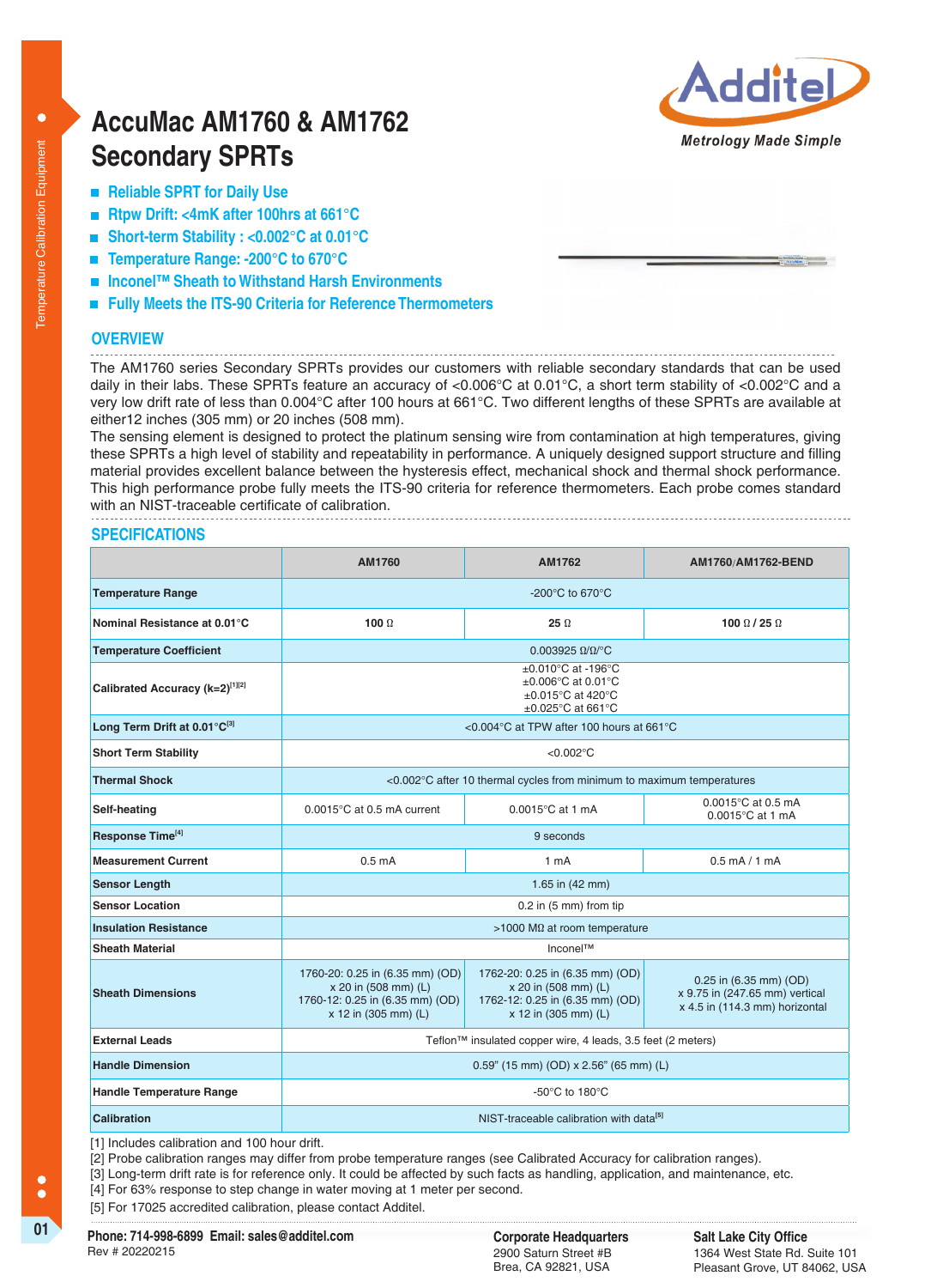# AccuMac AM1760 & AM1762 Secondary SPRTs

**Additel** — *Metrology Made Simple*

- **Reliable SPRT for Daily Use**
- **Rtpw Drift: <4mK after 100hrs at 661°C**
- **Short-term Stability : <0.002°C at 0.01°C**
- **Temperature Range: -200°C to 670°C**
- **Inconel™ Sheath to Withstand Harsh Environments**
- **Fully Meets the ITS-90 Criteria for Reference Thermometers**

## OVERVIEW

The AM1760 series Secondary SPRTs provides our customers with reliable secondary standards that can be used daily in their labs. These SPRTs feature an accuracy of <0.006°C at 0.01°C, a short term stability of <0.002°C and a very low drift rate of less than 0.004°C after 100 hours at 661°C. Two different lengths of these SPRTs are available at either12 inches (305 mm) or 20 inches (508 mm).

The sensing element is designed to protect the platinum sensing wire from contamination at high temperatures, giving these SPRTs a high level of stability and repeatability in performance. A uniquely designed support structure and filling material provides excellent balance between the hysteresis effect, mechanical shock and thermal shock performance. This high performance probe fully meets the ITS-90 criteria for reference thermometers. Each probe comes standard with an NIST-traceable certificate of calibration.

## SPECIFICATIONS

| | AM1760 | AM1762 | AM1760/AM1762-BEND |
|---|---|---|---|
| **Temperature Range** | -200°C to 670°C | | |
| **Nominal Resistance at 0.01°C** | **100 Ω** | **25 Ω** | **100 Ω / 25 Ω** |
| **Temperature Coefficient** | 0.003925 Ω/Ω/°C | | |
| **Calibrated Accuracy (k=2)[1][2]** | ±0.010°C at -196°C<br>±0.006°C at 0.01°C<br>±0.015°C at 420°C<br>±0.025°C at 661°C | | |
| **Long Term Drift at 0.01°C[3]** | <0.004°C at TPW after 100 hours at 661°C | | |
| **Short Term Stability** | <0.002°C | | |
| **Thermal Shock** | <0.002°C after 10 thermal cycles from minimum to maximum temperatures | | |
| **Self-heating** | 0.0015°C at 0.5 mA current | 0.0015°C at 1 mA | 0.0015°C at 0.5 mA<br>0.0015°C at 1 mA |
| **Response Time[4]** | 9 seconds | | |
| **Measurement Current** | 0.5 mA | 1 mA | 0.5 mA / 1 mA |
| **Sensor Length** | 1.65 in (42 mm) | | |
| **Sensor Location** | 0.2 in (5 mm) from tip | | |
| **Insulation Resistance** | >1000 MΩ at room temperature | | |
| **Sheath Material** | Inconel™ | | |
| **Sheath Dimensions** | 1760-20: 0.25 in (6.35 mm) (OD) x 20 in (508 mm) (L)<br>1760-12: 0.25 in (6.35 mm) (OD) x 12 in (305 mm) (L) | 1762-20: 0.25 in (6.35 mm) (OD) x 20 in (508 mm) (L)<br>1762-12: 0.25 in (6.35 mm) (OD) x 12 in (305 mm) (L) | 0.25 in (6.35 mm) (OD) x 9.75 in (247.65 mm) vertical x 4.5 in (114.3 mm) horizontal |
| **External Leads** | Teflon™ insulated copper wire, 4 leads, 3.5 feet (2 meters) | | |
| **Handle Dimension** | 0.59" (15 mm) (OD) x 2.56" (65 mm) (L) | | |
| **Handle Temperature Range** | -50°C to 180°C | | |
| **Calibration** | NIST-traceable calibration with data[5] | | |

[1] Includes calibration and 100 hour drift.
[2] Probe calibration ranges may differ from probe temperature ranges (see Calibrated Accuracy for calibration ranges).
[3] Long-term drift rate is for reference only. It could be affected by such facts as handling, application, and maintenance, etc.
[4] For 63% response to step change in water moving at 1 meter per second.
[5] For 17025 accredited calibration, please contact Additel.

**Phone: 714-998-6899 Email: sales@additel.com**
Rev # 20220215

**Corporate Headquarters**
2900 Saturn Street #B
Brea, CA 92821, USA

**Salt Lake City Office**
1364 West State Rd. Suite 101
Pleasant Grove, UT 84062, USA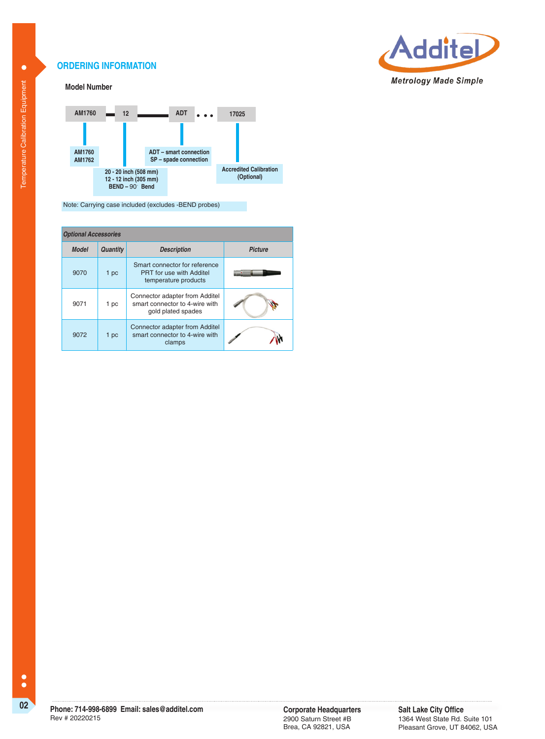## ORDERING INFORMATION

**Model Number**

AM1760 — 12 — ADT • • • 17025

- AM1760 / AM1762
- 20 - 20 inch (508 mm) / 12 - 12 inch (305 mm) / BEND – 90° Bend
- ADT – smart connection / SP – spade connection
- Accredited Calibration (Optional)

Note: Carrying case included (excludes -BEND probes)

| *Optional Accessories* | | | |
|---|---|---|---|
| *Model* | *Quantity* | *Description* | *Picture* |
| 9070 | 1 pc | Smart connector for reference PRT for use with Additel temperature products | |
| 9071 | 1 pc | Connector adapter from Additel smart connector to 4-wire with gold plated spades | |
| 9072 | 1 pc | Connector adapter from Additel smart connector to 4-wire with clamps | |

**Phone: 714-998-6899 Email: sales@additel.com**
Rev # 20220215

**Corporate Headquarters**
2900 Saturn Street #B
Brea, CA 92821, USA

**Salt Lake City Office**
1364 West State Rd. Suite 101
Pleasant Grove, UT 84062, USA